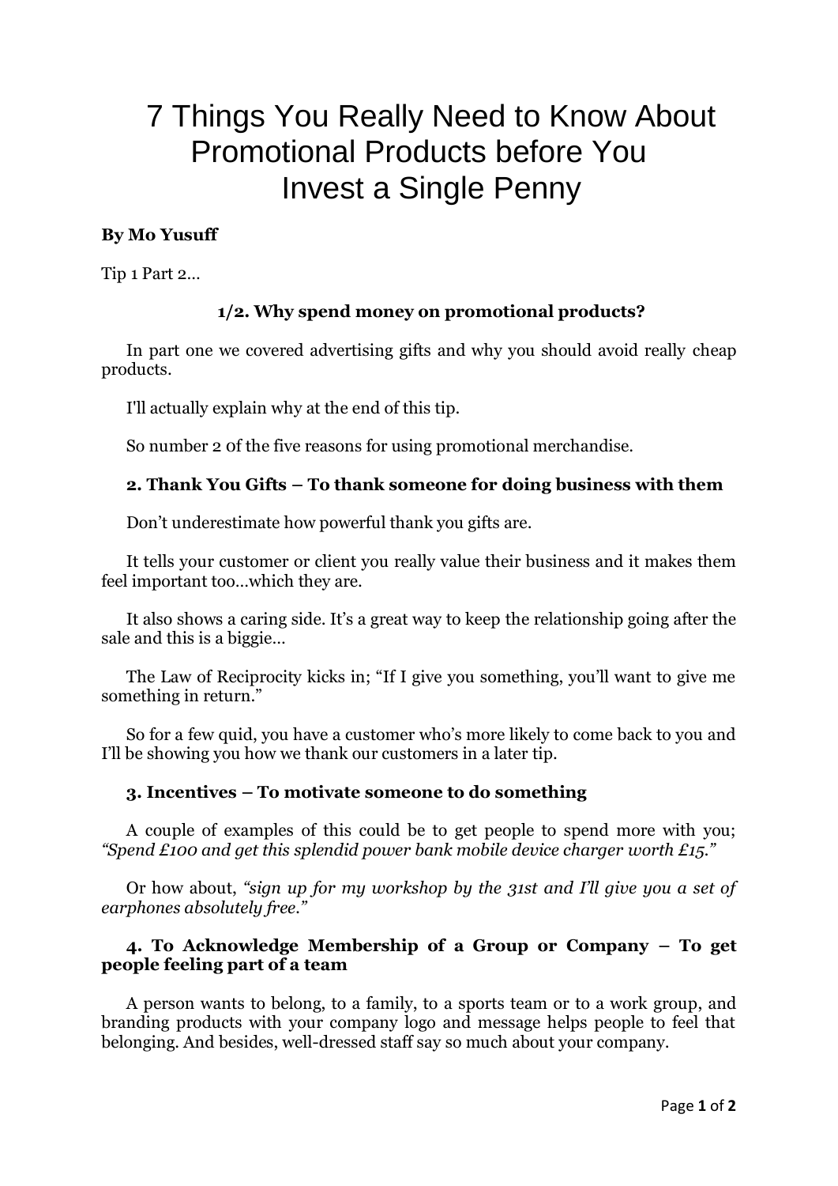# 7 Things You Really Need to Know About Promotional Products before You Invest a Single Penny

**By Mo Yusuff**

Tip 1 Part 2…

### 1/2. Why spend money on promotional products?

In part one we covered advertising gifts and why you should avoid really cheap products.

I'll actually explain why at the end of this tip.

So number 2 of the five reasons for using promotional merchandise.

### 2. Thank You Gifts – To thank someone for doing business with them

Don't underestimate how powerful thank you gifts are.

It tells your customer or client you really value their business and it makes them feel important too…which they are.

It also shows a caring side. It's a great way to keep the relationship going after the sale and this is a biggie…

The Law of Reciprocity kicks in; "If I give you something, you'll want to give me something in return."

So for a few quid, you have a customer who's more likely to come back to you and I'll be showing you how we thank our customers in a later tip.

### 3. Incentives – To motivate someone to do something

A couple of examples of this could be to get people to spend more with you; *"Spend £100 and get this splendid power bank mobile device charger worth £15."*

Or how about, *"sign up for my workshop by the 31st and I'll give you a set of earphones absolutely free."*

### 4. To Acknowledge Membership of a Group or Company – To get people feeling part of a team

A person wants to belong, to a family, to a sports team or to a work group, and branding products with your company logo and message helps people to feel that belonging. And besides, well-dressed staff say so much about your company.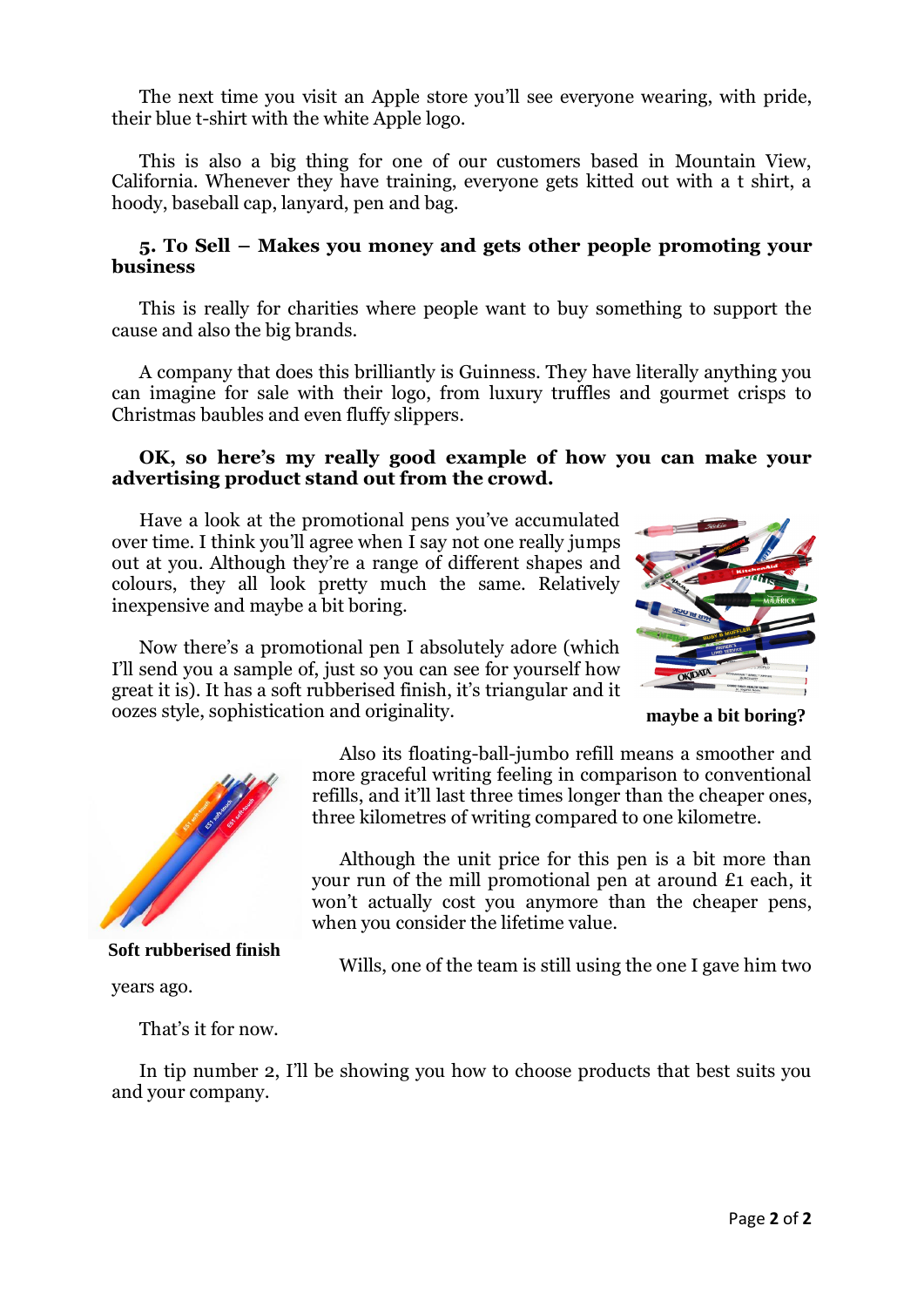The next time you visit an Apple store you'll see everyone wearing, with pride, their blue t-shirt with the white Apple logo.

This is also a big thing for one of our customers based in Mountain View, California. Whenever they have training, everyone gets kitted out with a t shirt, a hoody, baseball cap, lanyard, pen and bag.

**5. To Sell – Makes you money and gets other people promoting your business**

This is really for charities where people want to buy something to support the cause and also the big brands.

A company that does this brilliantly is Guinness. They have literally anything you can imagine for sale with their logo, from luxury truffles and gourmet crisps to Christmas baubles and even fluffy slippers.

**OK, so here's my really good example of how you can make your advertising product stand out from the crowd.**

Have a look at the promotional pens you've accumulated over time. I think you'll agree when I say not one really jumps out at you. Although they're a range of different shapes and colours, they all look pretty much the same. Relatively inexpensive and maybe a bit boring.

**maybe a bit boring?**

Now there's a promotional pen I absolutely adore (which I'll send you a sample of, just so you can see for yourself how great it is). It has a soft rubberised finish, it's triangular and it oozes style, sophistication and originality.

Also its floating-ball-jumbo refill means a smoother and more graceful writing feeling in comparison to conventional refills, and it'll last three times longer than the cheaper ones, three kilometres of writing compared to one kilometre.

**Soft rubberised finish**

Although the unit price for this pen is a bit more than your run of the mill promotional pen at around £1 each, it won't actually cost you anymore than the cheaper pens, when you consider the lifetime value.

Wills, one of the team is still using the one I gave him two years ago.

That's it for now.

In tip number 2, I'll be showing you how to choose products that best suits you and your company.